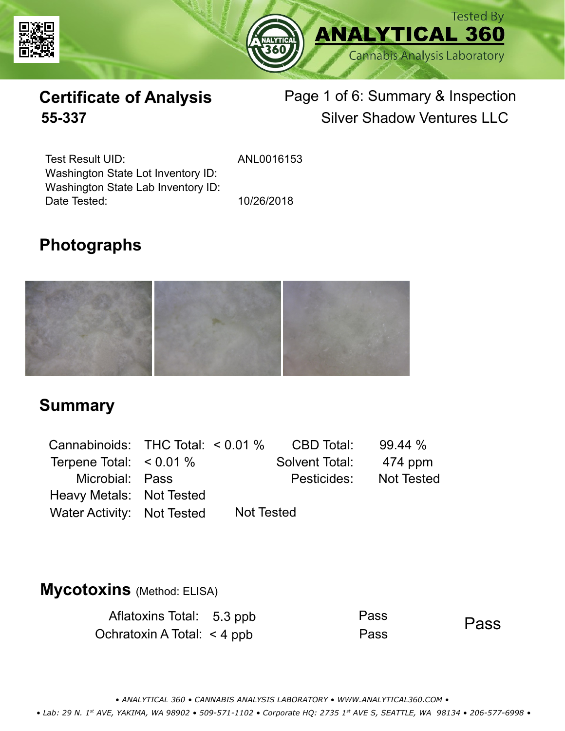Tested By **ANALYTICAL 360** Cannabis Analysis Laboratory

# Certificate of Analysis
## 55-337

Page 1 of 6: Summary & Inspection
Silver Shadow Ventures LLC

| | |
|---|---|
| Test Result UID: | ANL0016153 |
| Washington State Lot Inventory ID: | |
| Washington State Lab Inventory ID: | |
| Date Tested: | 10/26/2018 |

## Photographs

## Summary

| | | | |
|---|---|---|---|
| Cannabinoids: | THC Total: < 0.01 % | CBD Total: | 99.44 % |
| Terpene Total: | < 0.01 % | Solvent Total: | 474 ppm |
| Microbial: | Pass | Pesticides: | Not Tested |
| Heavy Metals: | Not Tested | | |
| Water Activity: | Not Tested | Not Tested | |

## Mycotoxins (Method: ELISA)

| | | | |
|---|---|---|---|
| Aflatoxins Total: | 5.3 ppb | Pass | Pass |
| Ochratoxin A Total: | < 4 ppb | Pass | |

• ANALYTICAL 360 • CANNABIS ANALYSIS LABORATORY • WWW.ANALYTICAL360.COM •
• Lab: 29 N. 1st AVE, YAKIMA, WA 98902 • 509-571-1102 • Corporate HQ: 2735 1st AVE S, SEATTLE, WA 98134 • 206-577-6998 •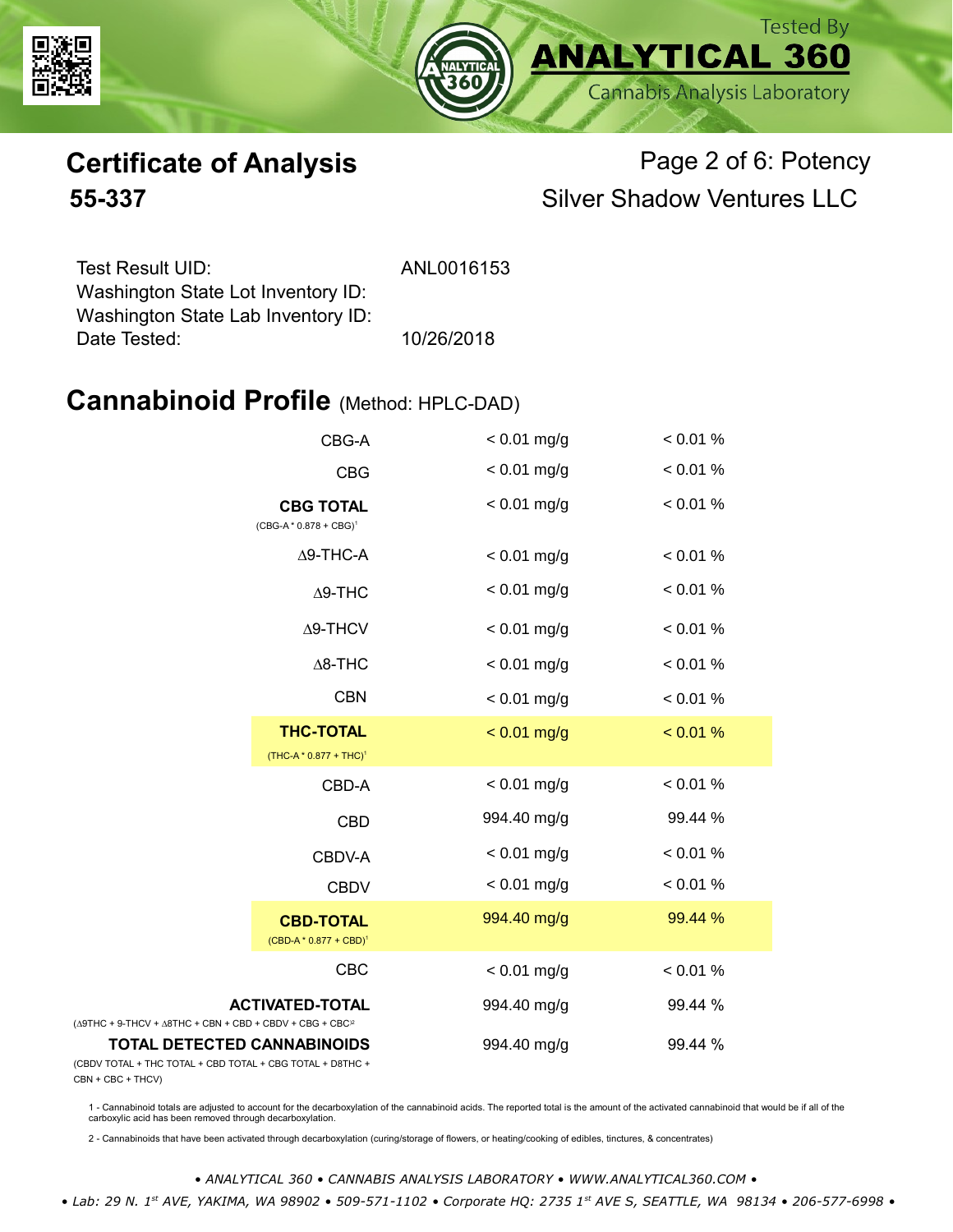# Certificate of Analysis

## 55-337

Page 2 of 6: Potency

Silver Shadow Ventures LLC

Test Result UID: ANL0016153

Washington State Lot Inventory ID:

Washington State Lab Inventory ID:

Date Tested: 10/26/2018

## Cannabinoid Profile (Method: HPLC-DAD)

| Cannabinoid | mg/g | % |
|---|---|---|
| CBG-A | < 0.01 mg/g | < 0.01 % |
| CBG | < 0.01 mg/g | < 0.01 % |
| **CBG TOTAL** (CBG-A * 0.878 + CBG)[1] | < 0.01 mg/g | < 0.01 % |
| Δ9-THC-A | < 0.01 mg/g | < 0.01 % |
| Δ9-THC | < 0.01 mg/g | < 0.01 % |
| Δ9-THCV | < 0.01 mg/g | < 0.01 % |
| Δ8-THC | < 0.01 mg/g | < 0.01 % |
| CBN | < 0.01 mg/g | < 0.01 % |
| **THC-TOTAL** (THC-A * 0.877 + THC)[1] | < 0.01 mg/g | < 0.01 % |
| CBD-A | < 0.01 mg/g | < 0.01 % |
| CBD | 994.40 mg/g | 99.44 % |
| CBDV-A | < 0.01 mg/g | < 0.01 % |
| CBDV | < 0.01 mg/g | < 0.01 % |
| **CBD-TOTAL** (CBD-A * 0.877 + CBD)[1] | 994.40 mg/g | 99.44 % |
| CBC | < 0.01 mg/g | < 0.01 % |
| **ACTIVATED-TOTAL** (Δ9THC + 9-THCV + Δ8THC + CBN + CBD + CBDV + CBG + CBC)[2] | 994.40 mg/g | 99.44 % |
| **TOTAL DETECTED CANNABINOIDS** (CBDV TOTAL + THC TOTAL + CBD TOTAL + CBG TOTAL + D8THC + CBN + CBC + THCV) | 994.40 mg/g | 99.44 % |

1 - Cannabinoid totals are adjusted to account for the decarboxylation of the cannabinoid acids. The reported total is the amount of the activated cannabinoid that would be if all of the carboxylic acid has been removed through decarboxylation.

2 - Cannabinoids that have been activated through decarboxylation (curing/storage of flowers, or heating/cooking of edibles, tinctures, & concentrates)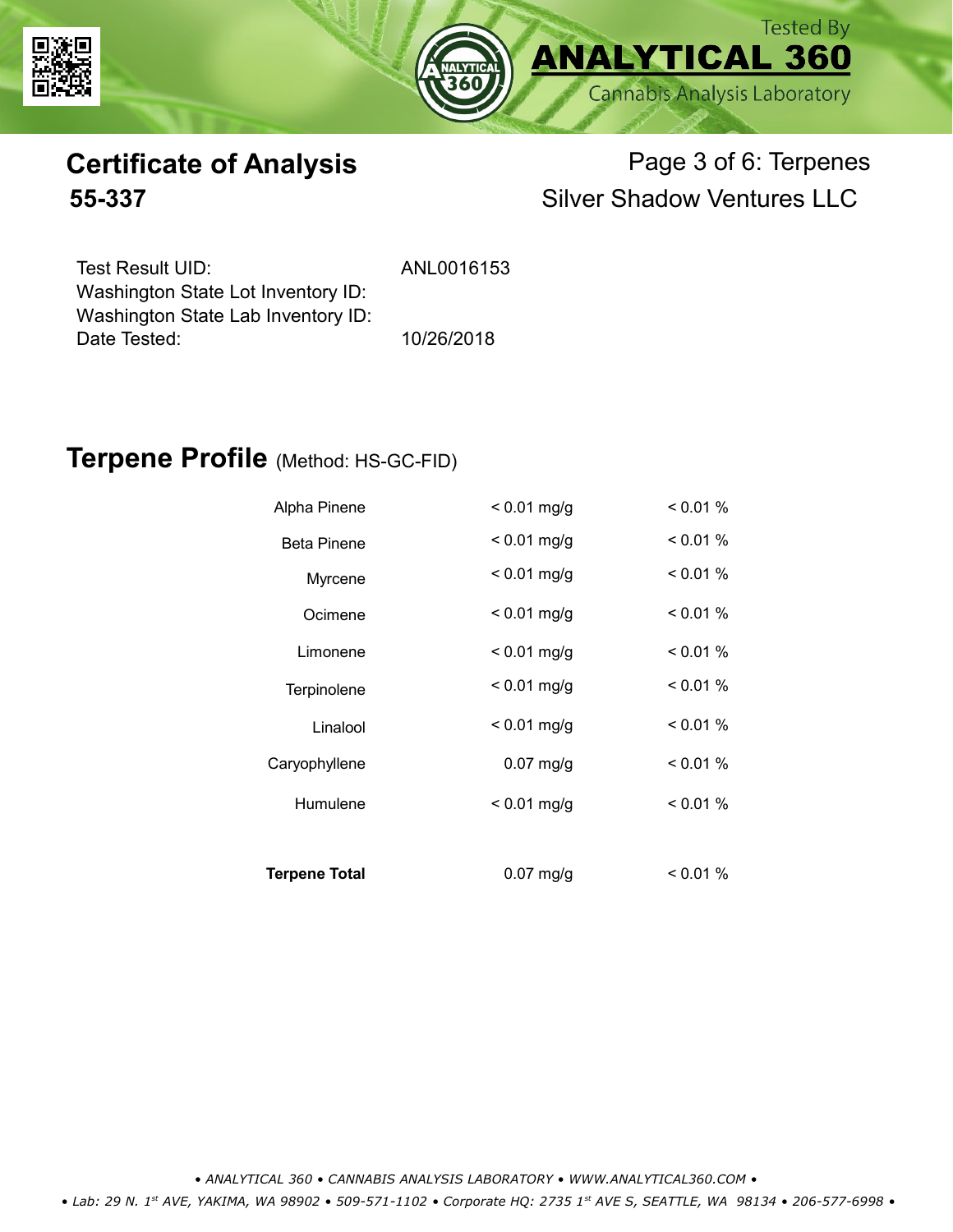# Certificate of Analysis

## 55-337

Page 3 of 6: Terpenes

Silver Shadow Ventures LLC

Test Result UID: ANL0016153
Washington State Lot Inventory ID:
Washington State Lab Inventory ID:
Date Tested: 10/26/2018

## Terpene Profile (Method: HS-GC-FID)

| Terpene | mg/g | % |
|---|---|---|
| Alpha Pinene | < 0.01 mg/g | < 0.01 % |
| Beta Pinene | < 0.01 mg/g | < 0.01 % |
| Myrcene | < 0.01 mg/g | < 0.01 % |
| Ocimene | < 0.01 mg/g | < 0.01 % |
| Limonene | < 0.01 mg/g | < 0.01 % |
| Terpinolene | < 0.01 mg/g | < 0.01 % |
| Linalool | < 0.01 mg/g | < 0.01 % |
| Caryophyllene | 0.07 mg/g | < 0.01 % |
| Humulene | < 0.01 mg/g | < 0.01 % |
| **Terpene Total** | 0.07 mg/g | < 0.01 % |

*• ANALYTICAL 360 • CANNABIS ANALYSIS LABORATORY • WWW.ANALYTICAL360.COM •*

*• Lab: 29 N. 1st AVE, YAKIMA, WA 98902 • 509-571-1102 • Corporate HQ: 2735 1st AVE S, SEATTLE, WA 98134 • 206-577-6998 •*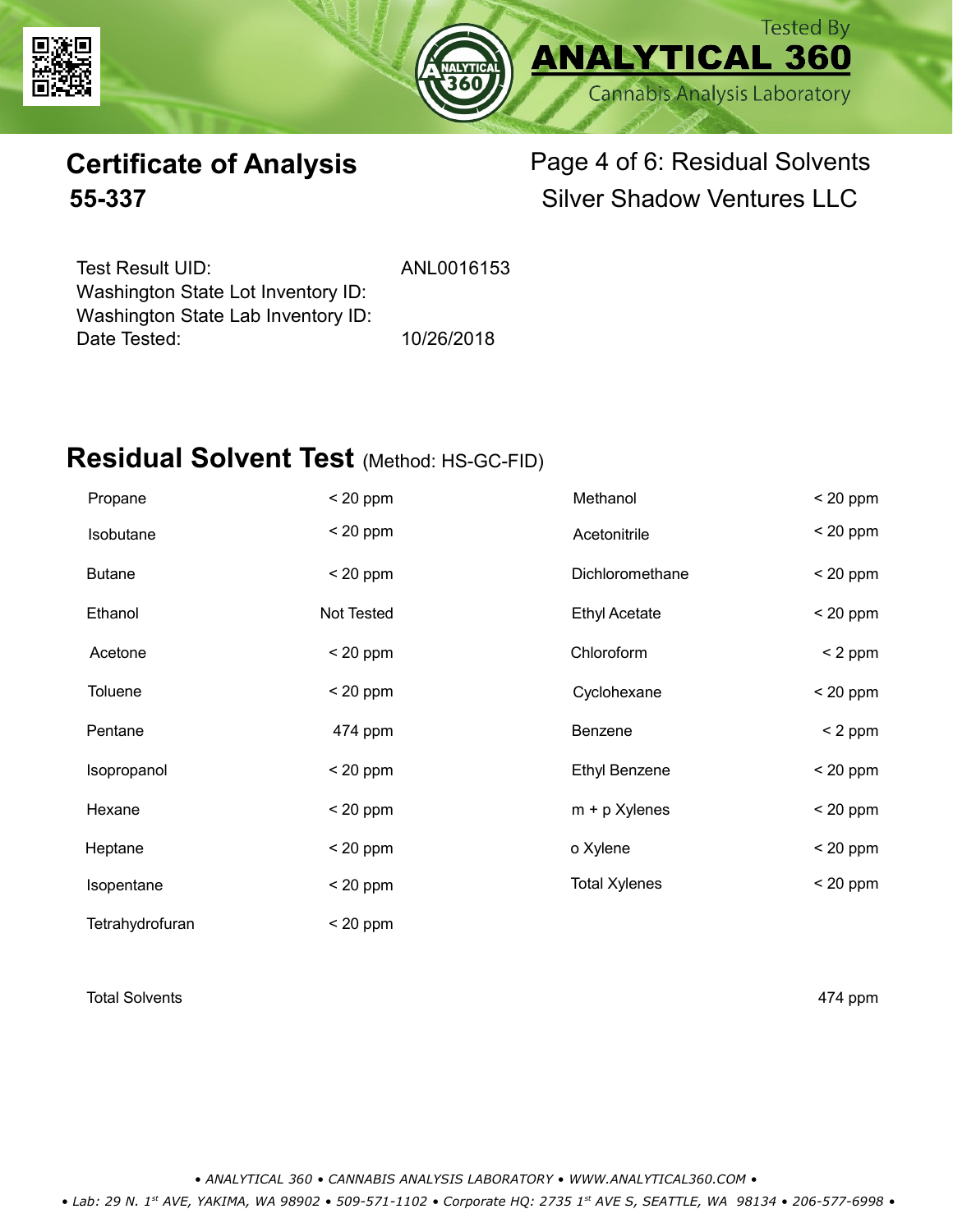Tested By
**ANALYTICAL 360**
Cannabis Analysis Laboratory

# Certificate of Analysis
## 55-337

Page 4 of 6: Residual Solvents
Silver Shadow Ventures LLC

| | |
|---|---|
| Test Result UID: | ANL0016153 |
| Washington State Lot Inventory ID: | |
| Washington State Lab Inventory ID: | |
| Date Tested: | 10/26/2018 |

## Residual Solvent Test (Method: HS-GC-FID)

| Solvent | Result | Solvent | Result |
|---|---|---|---|
| Propane | < 20 ppm | Methanol | < 20 ppm |
| Isobutane | < 20 ppm | Acetonitrile | < 20 ppm |
| Butane | < 20 ppm | Dichloromethane | < 20 ppm |
| Ethanol | Not Tested | Ethyl Acetate | < 20 ppm |
| Acetone | < 20 ppm | Chloroform | < 2 ppm |
| Toluene | < 20 ppm | Cyclohexane | < 20 ppm |
| Pentane | 474 ppm | Benzene | < 2 ppm |
| Isopropanol | < 20 ppm | Ethyl Benzene | < 20 ppm |
| Hexane | < 20 ppm | m + p Xylenes | < 20 ppm |
| Heptane | < 20 ppm | o Xylene | < 20 ppm |
| Isopentane | < 20 ppm | Total Xylenes | < 20 ppm |
| Tetrahydrofuran | < 20 ppm | | |

| | |
|---|---|
| Total Solvents | 474 ppm |

• ANALYTICAL 360 • CANNABIS ANALYSIS LABORATORY • WWW.ANALYTICAL360.COM •

• Lab: 29 N. 1st AVE, YAKIMA, WA 98902 • 509-571-1102 • Corporate HQ: 2735 1st AVE S, SEATTLE, WA 98134 • 206-577-6998 •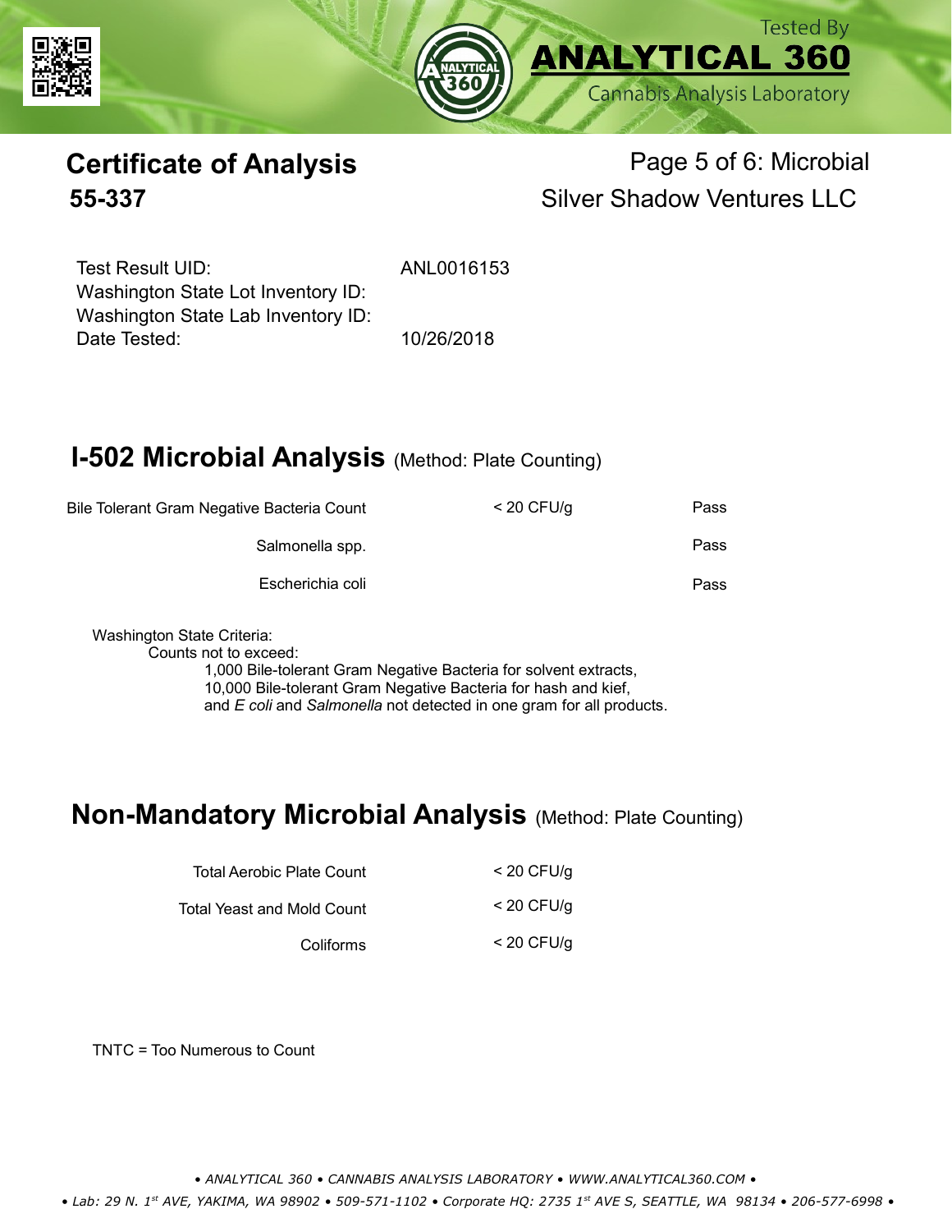# Certificate of Analysis

**55-337**

Page 5 of 6: Microbial

Silver Shadow Ventures LLC

| | |
|---|---|
| Test Result UID: | ANL0016153 |
| Washington State Lot Inventory ID: | |
| Washington State Lab Inventory ID: | |
| Date Tested: | 10/26/2018 |

## I-502 Microbial Analysis (Method: Plate Counting)

| | | |
|---|---|---|
| Bile Tolerant Gram Negative Bacteria Count | < 20 CFU/g | Pass |
| Salmonella spp. | | Pass |
| Escherichia coli | | Pass |

Washington State Criteria:

Counts not to exceed:

1,000 Bile-tolerant Gram Negative Bacteria for solvent extracts,
10,000 Bile-tolerant Gram Negative Bacteria for hash and kief,
and *E coli* and *Salmonella* not detected in one gram for all products.

## Non-Mandatory Microbial Analysis (Method: Plate Counting)

| | |
|---|---|
| Total Aerobic Plate Count | < 20 CFU/g |
| Total Yeast and Mold Count | < 20 CFU/g |
| Coliforms | < 20 CFU/g |

TNTC = Too Numerous to Count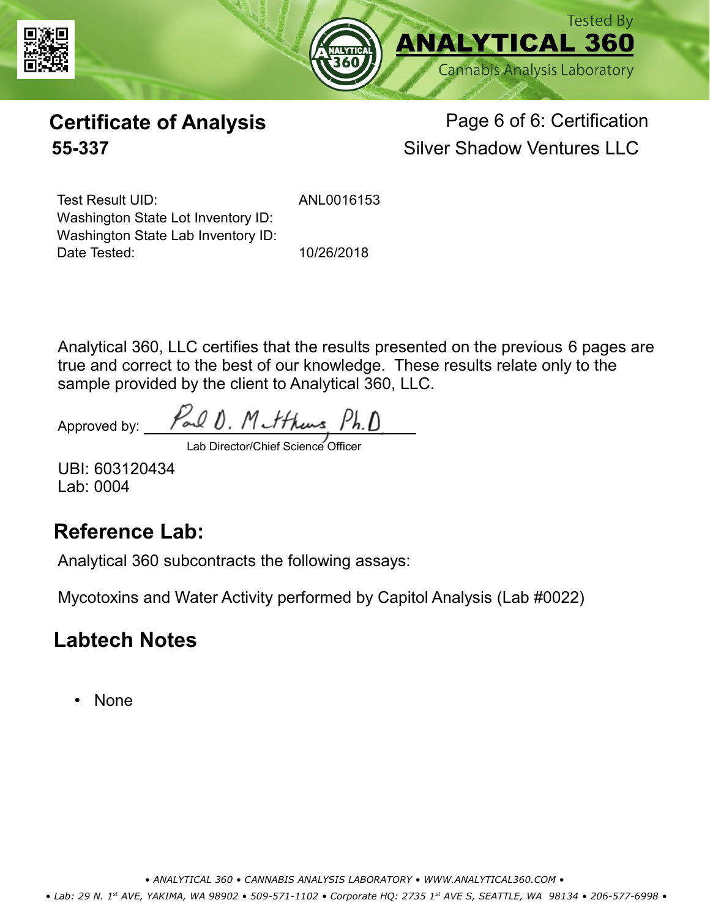# Certificate of Analysis

**55-337**

Page 6 of 6: Certification

Silver Shadow Ventures LLC

| | |
|---|---|
| Test Result UID: | ANL0016153 |
| Washington State Lot Inventory ID: | |
| Washington State Lab Inventory ID: | |
| Date Tested: | 10/26/2018 |

Analytical 360, LLC certifies that the results presented on the previous 6 pages are true and correct to the best of our knowledge. These results relate only to the sample provided by the client to Analytical 360, LLC.

Approved by: Paul D. Matthews, Ph.D

Lab Director/Chief Science Officer

UBI: 603120434
Lab: 0004

## Reference Lab:

Analytical 360 subcontracts the following assays:

Mycotoxins and Water Activity performed by Capitol Analysis (Lab #0022)

## Labtech Notes

- None

*• ANALYTICAL 360 • CANNABIS ANALYSIS LABORATORY • WWW.ANALYTICAL360.COM •*

*• Lab: 29 N. 1st AVE, YAKIMA, WA 98902 • 509-571-1102 • Corporate HQ: 2735 1st AVE S, SEATTLE, WA 98134 • 206-577-6998 •*